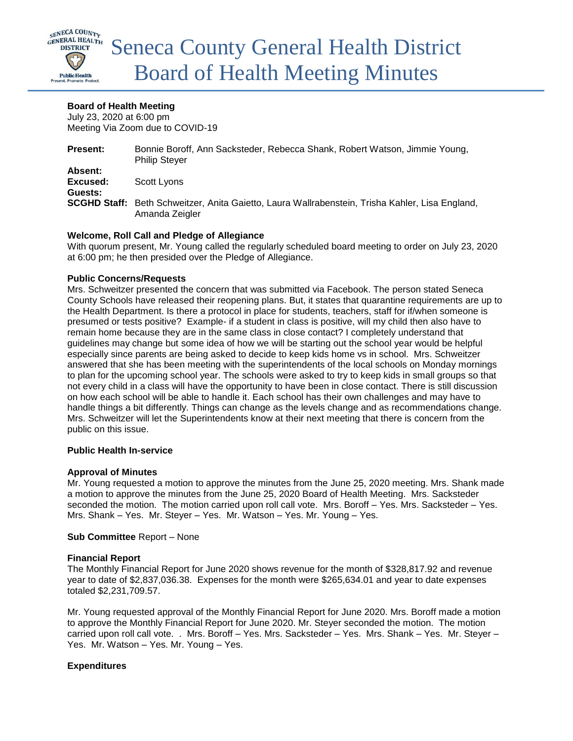# Seneca County General Health District Board of Health Meeting Minutes

**Board of Health Meeting**
July 23, 2020 at 6:00 pm
Meeting Via Zoom due to COVID-19

**Present:** Bonnie Boroff, Ann Sacksteder, Rebecca Shank, Robert Watson, Jimmie Young, Philip Steyer
**Absent:**
**Excused:** Scott Lyons
**Guests:**
**SCGHD Staff:** Beth Schweitzer, Anita Gaietto, Laura Wallrabenstein, Trisha Kahler, Lisa England, Amanda Zeigler

**Welcome, Roll Call and Pledge of Allegiance**
With quorum present, Mr. Young called the regularly scheduled board meeting to order on July 23, 2020 at 6:00 pm; he then presided over the Pledge of Allegiance.

**Public Concerns/Requests**
Mrs. Schweitzer presented the concern that was submitted via Facebook. The person stated Seneca County Schools have released their reopening plans. But, it states that quarantine requirements are up to the Health Department. Is there a protocol in place for students, teachers, staff for if/when someone is presumed or tests positive? Example- if a student in class is positive, will my child then also have to remain home because they are in the same class in close contact? I completely understand that guidelines may change but some idea of how we will be starting out the school year would be helpful especially since parents are being asked to decide to keep kids home vs in school. Mrs. Schweitzer answered that she has been meeting with the superintendents of the local schools on Monday mornings to plan for the upcoming school year. The schools were asked to try to keep kids in small groups so that not every child in a class will have the opportunity to have been in close contact. There is still discussion on how each school will be able to handle it. Each school has their own challenges and may have to handle things a bit differently. Things can change as the levels change and as recommendations change. Mrs. Schweitzer will let the Superintendents know at their next meeting that there is concern from the public on this issue.

**Public Health In-service**

**Approval of Minutes**
Mr. Young requested a motion to approve the minutes from the June 25, 2020 meeting. Mrs. Shank made a motion to approve the minutes from the June 25, 2020 Board of Health Meeting. Mrs. Sacksteder seconded the motion. The motion carried upon roll call vote. Mrs. Boroff – Yes. Mrs. Sacksteder – Yes. Mrs. Shank – Yes. Mr. Steyer – Yes. Mr. Watson – Yes. Mr. Young – Yes.

**Sub Committee** Report – None

**Financial Report**
The Monthly Financial Report for June 2020 shows revenue for the month of $328,817.92 and revenue year to date of $2,837,036.38. Expenses for the month were $265,634.01 and year to date expenses totaled $2,231,709.57.

Mr. Young requested approval of the Monthly Financial Report for June 2020. Mrs. Boroff made a motion to approve the Monthly Financial Report for June 2020. Mr. Steyer seconded the motion. The motion carried upon roll call vote. . Mrs. Boroff – Yes. Mrs. Sacksteder – Yes. Mrs. Shank – Yes. Mr. Steyer – Yes. Mr. Watson – Yes. Mr. Young – Yes.

**Expenditures**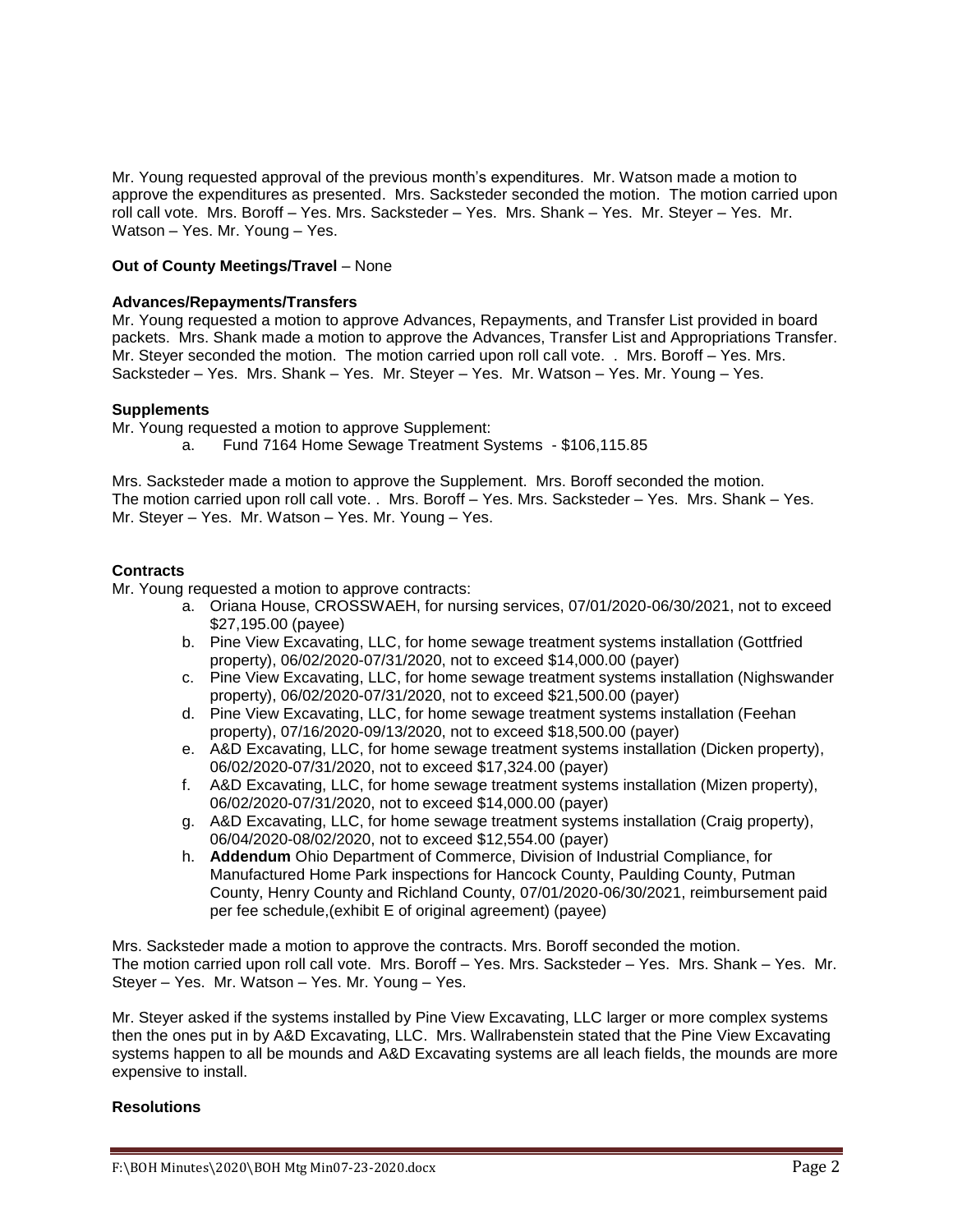Mr. Young requested approval of the previous month's expenditures. Mr. Watson made a motion to approve the expenditures as presented. Mrs. Sacksteder seconded the motion. The motion carried upon roll call vote. Mrs. Boroff – Yes. Mrs. Sacksteder – Yes. Mrs. Shank – Yes. Mr. Steyer – Yes. Mr. Watson – Yes. Mr. Young – Yes.

**Out of County Meetings/Travel** – None

**Advances/Repayments/Transfers**

Mr. Young requested a motion to approve Advances, Repayments, and Transfer List provided in board packets. Mrs. Shank made a motion to approve the Advances, Transfer List and Appropriations Transfer. Mr. Steyer seconded the motion. The motion carried upon roll call vote. . Mrs. Boroff – Yes. Mrs. Sacksteder – Yes. Mrs. Shank – Yes. Mr. Steyer – Yes. Mr. Watson – Yes. Mr. Young – Yes.

**Supplements**

Mr. Young requested a motion to approve Supplement:

a. Fund 7164 Home Sewage Treatment Systems - $106,115.85

Mrs. Sacksteder made a motion to approve the Supplement. Mrs. Boroff seconded the motion. The motion carried upon roll call vote. . Mrs. Boroff – Yes. Mrs. Sacksteder – Yes. Mrs. Shank – Yes. Mr. Steyer – Yes. Mr. Watson – Yes. Mr. Young – Yes.

**Contracts**

Mr. Young requested a motion to approve contracts:

a. Oriana House, CROSSWAEH, for nursing services, 07/01/2020-06/30/2021, not to exceed $27,195.00 (payee)
b. Pine View Excavating, LLC, for home sewage treatment systems installation (Gottfried property), 06/02/2020-07/31/2020, not to exceed $14,000.00 (payer)
c. Pine View Excavating, LLC, for home sewage treatment systems installation (Nighswander property), 06/02/2020-07/31/2020, not to exceed $21,500.00 (payer)
d. Pine View Excavating, LLC, for home sewage treatment systems installation (Feehan property), 07/16/2020-09/13/2020, not to exceed $18,500.00 (payer)
e. A&D Excavating, LLC, for home sewage treatment systems installation (Dicken property), 06/02/2020-07/31/2020, not to exceed $17,324.00 (payer)
f. A&D Excavating, LLC, for home sewage treatment systems installation (Mizen property), 06/02/2020-07/31/2020, not to exceed $14,000.00 (payer)
g. A&D Excavating, LLC, for home sewage treatment systems installation (Craig property), 06/04/2020-08/02/2020, not to exceed $12,554.00 (payer)
h. **Addendum** Ohio Department of Commerce, Division of Industrial Compliance, for Manufactured Home Park inspections for Hancock County, Paulding County, Putman County, Henry County and Richland County, 07/01/2020-06/30/2021, reimbursement paid per fee schedule,(exhibit E of original agreement) (payee)

Mrs. Sacksteder made a motion to approve the contracts. Mrs. Boroff seconded the motion. The motion carried upon roll call vote. Mrs. Boroff – Yes. Mrs. Sacksteder – Yes. Mrs. Shank – Yes. Mr. Steyer – Yes. Mr. Watson – Yes. Mr. Young – Yes.

Mr. Steyer asked if the systems installed by Pine View Excavating, LLC larger or more complex systems then the ones put in by A&D Excavating, LLC. Mrs. Wallrabenstein stated that the Pine View Excavating systems happen to all be mounds and A&D Excavating systems are all leach fields, the mounds are more expensive to install.

**Resolutions**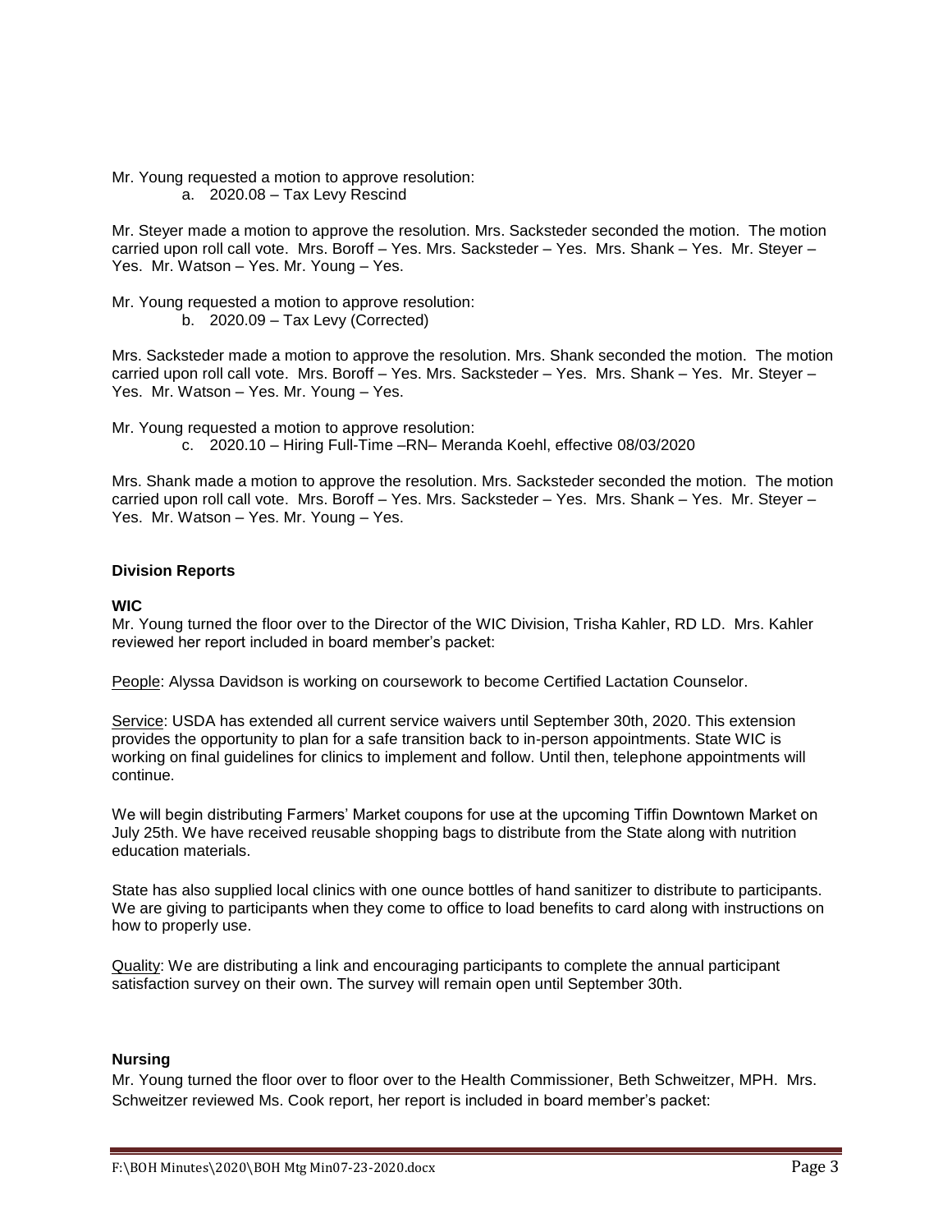Mr. Young requested a motion to approve resolution:

a. 2020.08 – Tax Levy Rescind

Mr. Steyer made a motion to approve the resolution. Mrs. Sacksteder seconded the motion. The motion carried upon roll call vote. Mrs. Boroff – Yes. Mrs. Sacksteder – Yes. Mrs. Shank – Yes. Mr. Steyer – Yes. Mr. Watson – Yes. Mr. Young – Yes.

Mr. Young requested a motion to approve resolution:

b. 2020.09 – Tax Levy (Corrected)

Mrs. Sacksteder made a motion to approve the resolution. Mrs. Shank seconded the motion. The motion carried upon roll call vote. Mrs. Boroff – Yes. Mrs. Sacksteder – Yes. Mrs. Shank – Yes. Mr. Steyer – Yes. Mr. Watson – Yes. Mr. Young – Yes.

Mr. Young requested a motion to approve resolution:

c. 2020.10 – Hiring Full-Time –RN– Meranda Koehl, effective 08/03/2020

Mrs. Shank made a motion to approve the resolution. Mrs. Sacksteder seconded the motion. The motion carried upon roll call vote. Mrs. Boroff – Yes. Mrs. Sacksteder – Yes. Mrs. Shank – Yes. Mr. Steyer – Yes. Mr. Watson – Yes. Mr. Young – Yes.

**Division Reports**

**WIC**

Mr. Young turned the floor over to the Director of the WIC Division, Trisha Kahler, RD LD. Mrs. Kahler reviewed her report included in board member's packet:

People: Alyssa Davidson is working on coursework to become Certified Lactation Counselor.

Service: USDA has extended all current service waivers until September 30th, 2020. This extension provides the opportunity to plan for a safe transition back to in-person appointments. State WIC is working on final guidelines for clinics to implement and follow. Until then, telephone appointments will continue.

We will begin distributing Farmers' Market coupons for use at the upcoming Tiffin Downtown Market on July 25th. We have received reusable shopping bags to distribute from the State along with nutrition education materials.

State has also supplied local clinics with one ounce bottles of hand sanitizer to distribute to participants. We are giving to participants when they come to office to load benefits to card along with instructions on how to properly use.

Quality: We are distributing a link and encouraging participants to complete the annual participant satisfaction survey on their own. The survey will remain open until September 30th.

**Nursing**

Mr. Young turned the floor over to floor over to the Health Commissioner, Beth Schweitzer, MPH. Mrs. Schweitzer reviewed Ms. Cook report, her report is included in board member's packet: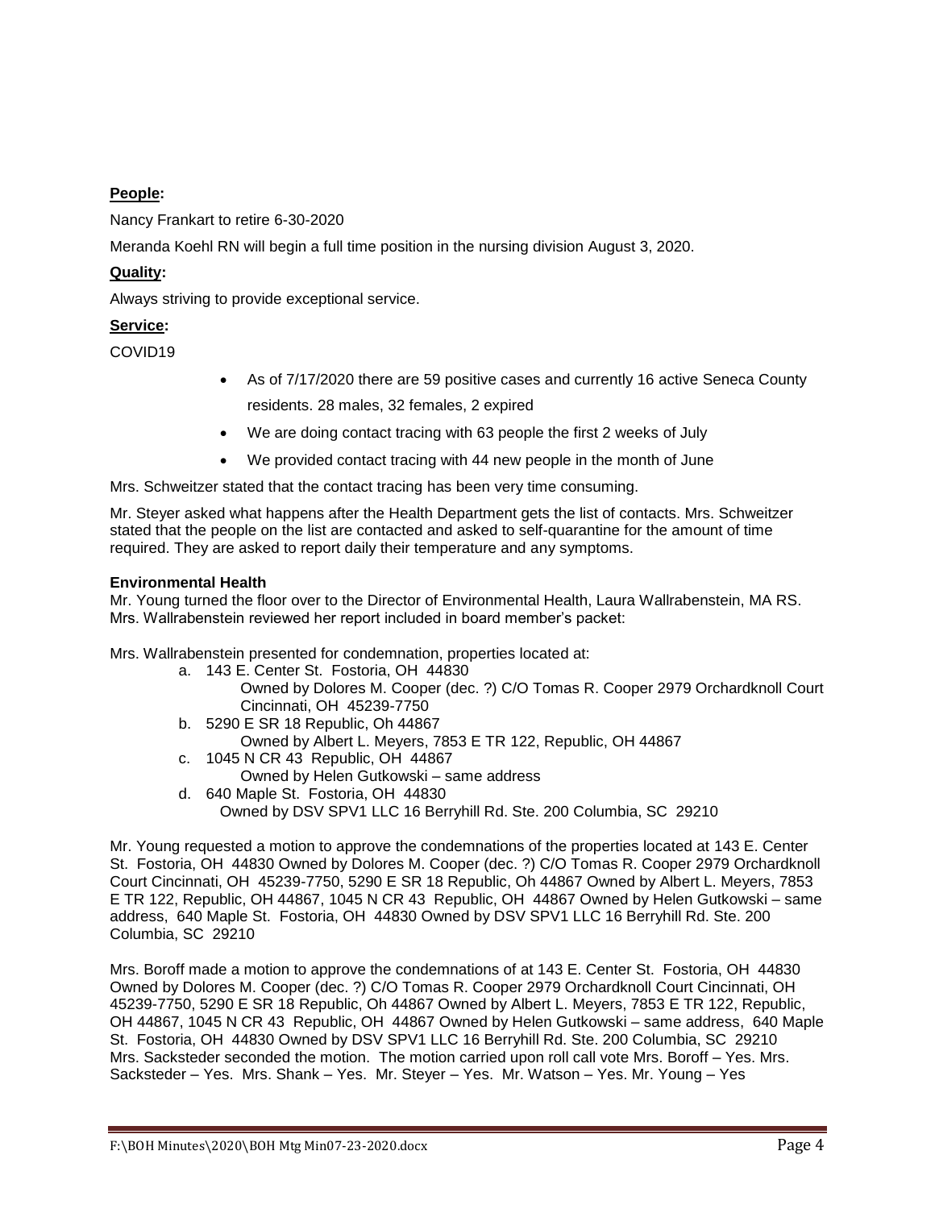**People:**

Nancy Frankart to retire 6-30-2020

Meranda Koehl RN will begin a full time position in the nursing division August 3, 2020.

**Quality:**

Always striving to provide exceptional service.

**Service:**

COVID19

- As of 7/17/2020 there are 59 positive cases and currently 16 active Seneca County residents. 28 males, 32 females, 2 expired
- We are doing contact tracing with 63 people the first 2 weeks of July
- We provided contact tracing with 44 new people in the month of June

Mrs. Schweitzer stated that the contact tracing has been very time consuming.

Mr. Steyer asked what happens after the Health Department gets the list of contacts. Mrs. Schweitzer stated that the people on the list are contacted and asked to self-quarantine for the amount of time required. They are asked to report daily their temperature and any symptoms.

**Environmental Health**

Mr. Young turned the floor over to the Director of Environmental Health, Laura Wallrabenstein, MA RS. Mrs. Wallrabenstein reviewed her report included in board member's packet:

Mrs. Wallrabenstein presented for condemnation, properties located at:

a. 143 E. Center St. Fostoria, OH 44830
   Owned by Dolores M. Cooper (dec. ?) C/O Tomas R. Cooper 2979 Orchardknoll Court Cincinnati, OH 45239-7750
b. 5290 E SR 18 Republic, Oh 44867
   Owned by Albert L. Meyers, 7853 E TR 122, Republic, OH 44867
c. 1045 N CR 43 Republic, OH 44867
   Owned by Helen Gutkowski – same address
d. 640 Maple St. Fostoria, OH 44830
   Owned by DSV SPV1 LLC 16 Berryhill Rd. Ste. 200 Columbia, SC 29210

Mr. Young requested a motion to approve the condemnations of the properties located at 143 E. Center St. Fostoria, OH 44830 Owned by Dolores M. Cooper (dec. ?) C/O Tomas R. Cooper 2979 Orchardknoll Court Cincinnati, OH 45239-7750, 5290 E SR 18 Republic, Oh 44867 Owned by Albert L. Meyers, 7853 E TR 122, Republic, OH 44867, 1045 N CR 43 Republic, OH 44867 Owned by Helen Gutkowski – same address, 640 Maple St. Fostoria, OH 44830 Owned by DSV SPV1 LLC 16 Berryhill Rd. Ste. 200 Columbia, SC 29210

Mrs. Boroff made a motion to approve the condemnations of at 143 E. Center St. Fostoria, OH 44830 Owned by Dolores M. Cooper (dec. ?) C/O Tomas R. Cooper 2979 Orchardknoll Court Cincinnati, OH 45239-7750, 5290 E SR 18 Republic, Oh 44867 Owned by Albert L. Meyers, 7853 E TR 122, Republic, OH 44867, 1045 N CR 43 Republic, OH 44867 Owned by Helen Gutkowski – same address, 640 Maple St. Fostoria, OH 44830 Owned by DSV SPV1 LLC 16 Berryhill Rd. Ste. 200 Columbia, SC 29210 Mrs. Sacksteder seconded the motion. The motion carried upon roll call vote Mrs. Boroff – Yes. Mrs. Sacksteder – Yes. Mrs. Shank – Yes. Mr. Steyer – Yes. Mr. Watson – Yes. Mr. Young – Yes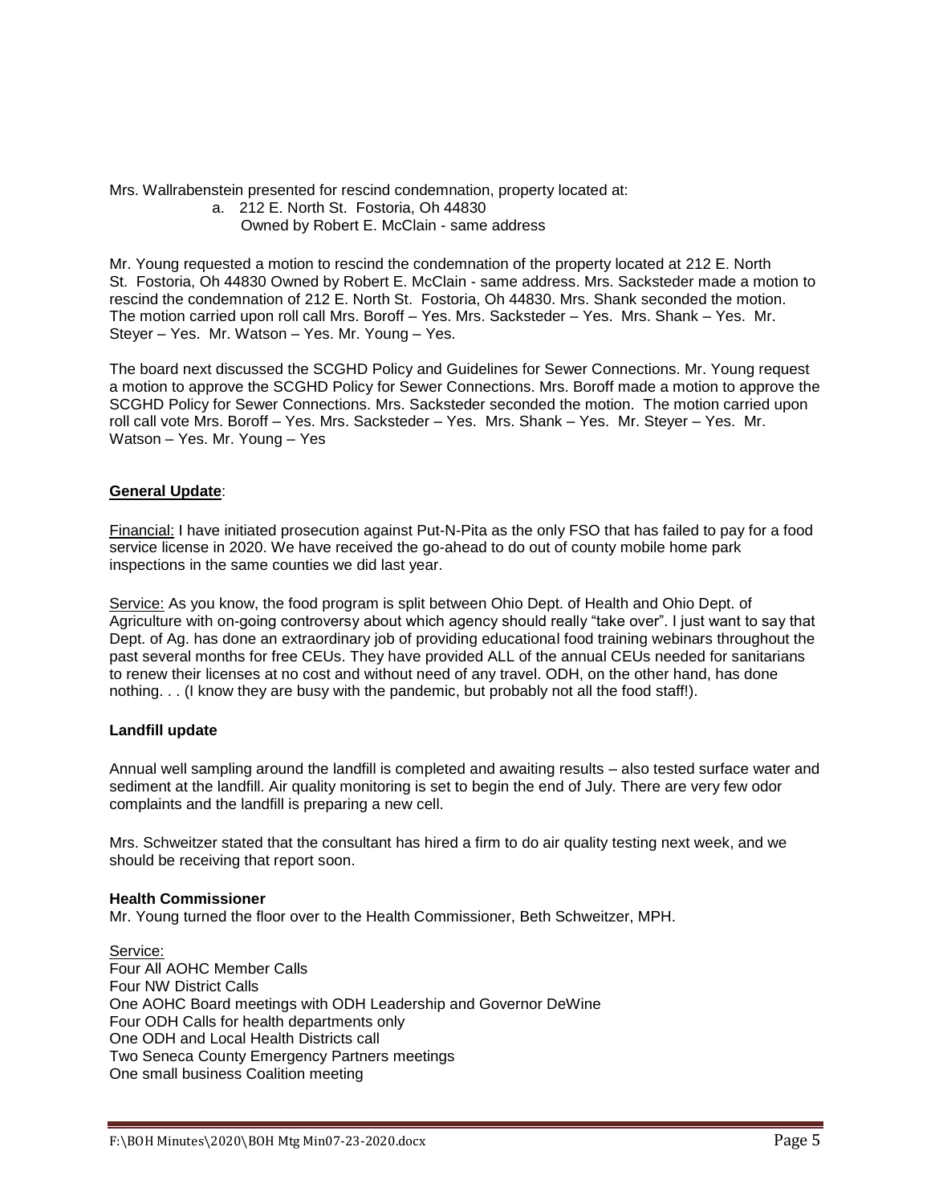Mrs. Wallrabenstein presented for rescind condemnation, property located at:

a. 212 E. North St. Fostoria, Oh 44830
   Owned by Robert E. McClain - same address

Mr. Young requested a motion to rescind the condemnation of the property located at 212 E. North St. Fostoria, Oh 44830 Owned by Robert E. McClain - same address. Mrs. Sacksteder made a motion to rescind the condemnation of 212 E. North St. Fostoria, Oh 44830. Mrs. Shank seconded the motion. The motion carried upon roll call Mrs. Boroff – Yes. Mrs. Sacksteder – Yes. Mrs. Shank – Yes. Mr. Steyer – Yes. Mr. Watson – Yes. Mr. Young – Yes.

The board next discussed the SCGHD Policy and Guidelines for Sewer Connections. Mr. Young request a motion to approve the SCGHD Policy for Sewer Connections. Mrs. Boroff made a motion to approve the SCGHD Policy for Sewer Connections. Mrs. Sacksteder seconded the motion. The motion carried upon roll call vote Mrs. Boroff – Yes. Mrs. Sacksteder – Yes. Mrs. Shank – Yes. Mr. Steyer – Yes. Mr. Watson – Yes. Mr. Young – Yes

**General Update**:

Financial: I have initiated prosecution against Put-N-Pita as the only FSO that has failed to pay for a food service license in 2020. We have received the go-ahead to do out of county mobile home park inspections in the same counties we did last year.

Service: As you know, the food program is split between Ohio Dept. of Health and Ohio Dept. of Agriculture with on-going controversy about which agency should really "take over". I just want to say that Dept. of Ag. has done an extraordinary job of providing educational food training webinars throughout the past several months for free CEUs. They have provided ALL of the annual CEUs needed for sanitarians to renew their licenses at no cost and without need of any travel. ODH, on the other hand, has done nothing. . . (I know they are busy with the pandemic, but probably not all the food staff!).

**Landfill update**

Annual well sampling around the landfill is completed and awaiting results – also tested surface water and sediment at the landfill. Air quality monitoring is set to begin the end of July. There are very few odor complaints and the landfill is preparing a new cell.

Mrs. Schweitzer stated that the consultant has hired a firm to do air quality testing next week, and we should be receiving that report soon.

**Health Commissioner**

Mr. Young turned the floor over to the Health Commissioner, Beth Schweitzer, MPH.

Service:

Four All AOHC Member Calls
Four NW District Calls
One AOHC Board meetings with ODH Leadership and Governor DeWine
Four ODH Calls for health departments only
One ODH and Local Health Districts call
Two Seneca County Emergency Partners meetings
One small business Coalition meeting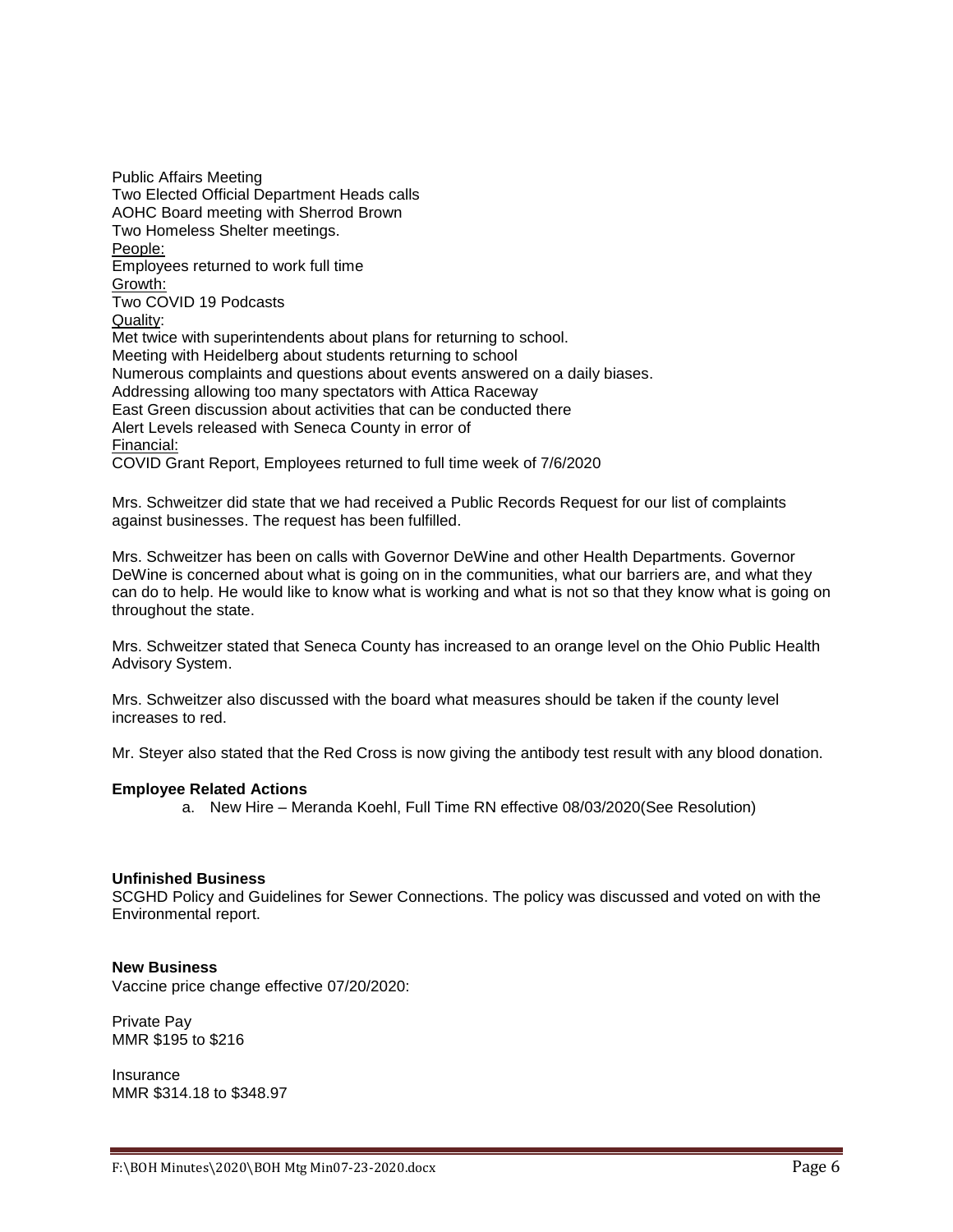Public Affairs Meeting
Two Elected Official Department Heads calls
AOHC Board meeting with Sherrod Brown
Two Homeless Shelter meetings.

People:
Employees returned to work full time

Growth:
Two COVID 19 Podcasts

Quality:
Met twice with superintendents about plans for returning to school.
Meeting with Heidelberg about students returning to school
Numerous complaints and questions about events answered on a daily biases.
Addressing allowing too many spectators with Attica Raceway
East Green discussion about activities that can be conducted there
Alert Levels released with Seneca County in error of

Financial:
COVID Grant Report, Employees returned to full time week of 7/6/2020

Mrs. Schweitzer did state that we had received a Public Records Request for our list of complaints against businesses. The request has been fulfilled.

Mrs. Schweitzer has been on calls with Governor DeWine and other Health Departments. Governor DeWine is concerned about what is going on in the communities, what our barriers are, and what they can do to help. He would like to know what is working and what is not so that they know what is going on throughout the state.

Mrs. Schweitzer stated that Seneca County has increased to an orange level on the Ohio Public Health Advisory System.

Mrs. Schweitzer also discussed with the board what measures should be taken if the county level increases to red.

Mr. Steyer also stated that the Red Cross is now giving the antibody test result with any blood donation.

**Employee Related Actions**

a. New Hire – Meranda Koehl, Full Time RN effective 08/03/2020(See Resolution)

**Unfinished Business**

SCGHD Policy and Guidelines for Sewer Connections. The policy was discussed and voted on with the Environmental report.

**New Business**

Vaccine price change effective 07/20/2020:

Private Pay
MMR $195 to $216

Insurance
MMR $314.18 to $348.97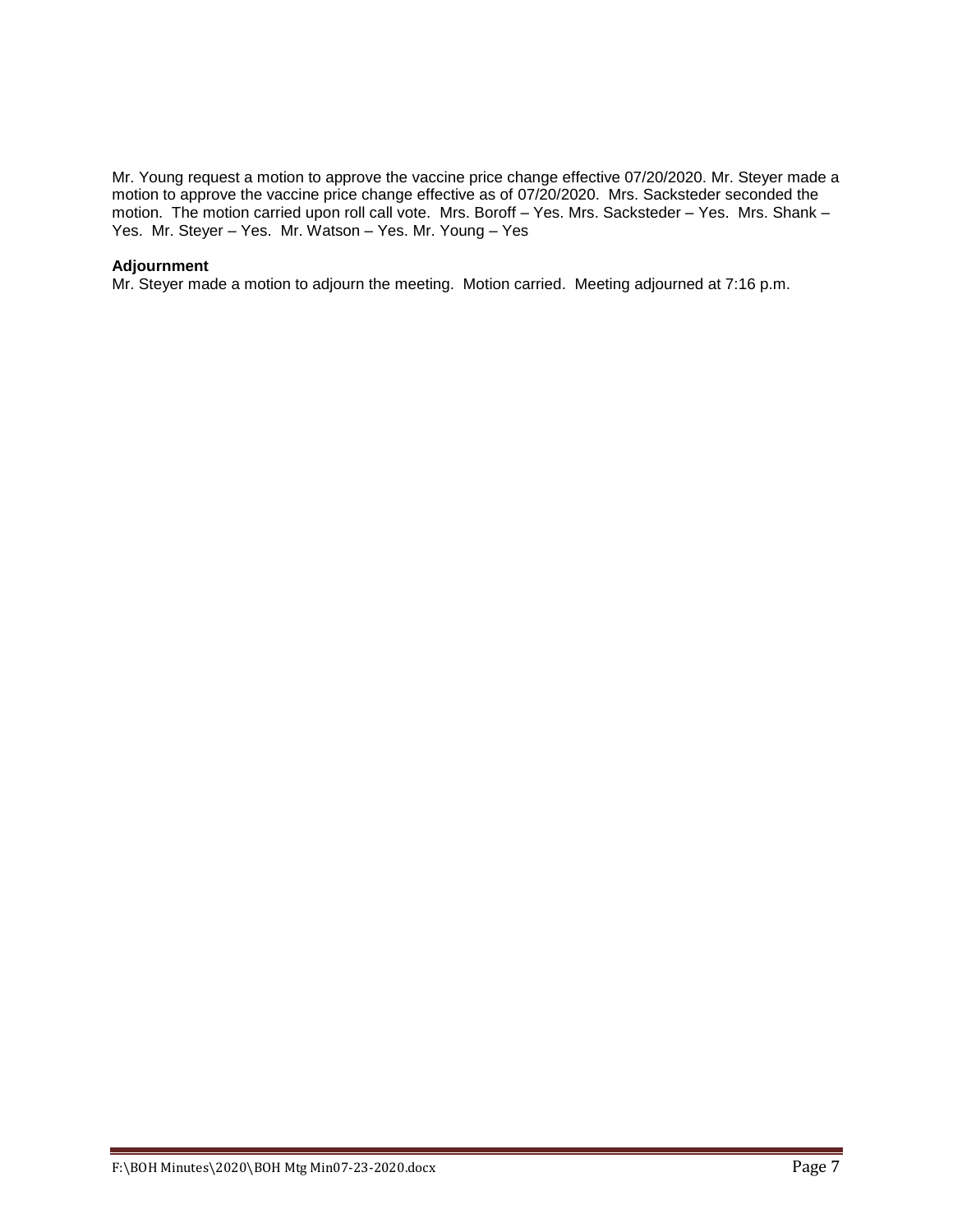Mr. Young request a motion to approve the vaccine price change effective 07/20/2020. Mr. Steyer made a motion to approve the vaccine price change effective as of 07/20/2020. Mrs. Sacksteder seconded the motion. The motion carried upon roll call vote. Mrs. Boroff – Yes. Mrs. Sacksteder – Yes. Mrs. Shank – Yes. Mr. Steyer – Yes. Mr. Watson – Yes. Mr. Young – Yes

**Adjournment**

Mr. Steyer made a motion to adjourn the meeting. Motion carried. Meeting adjourned at 7:16 p.m.